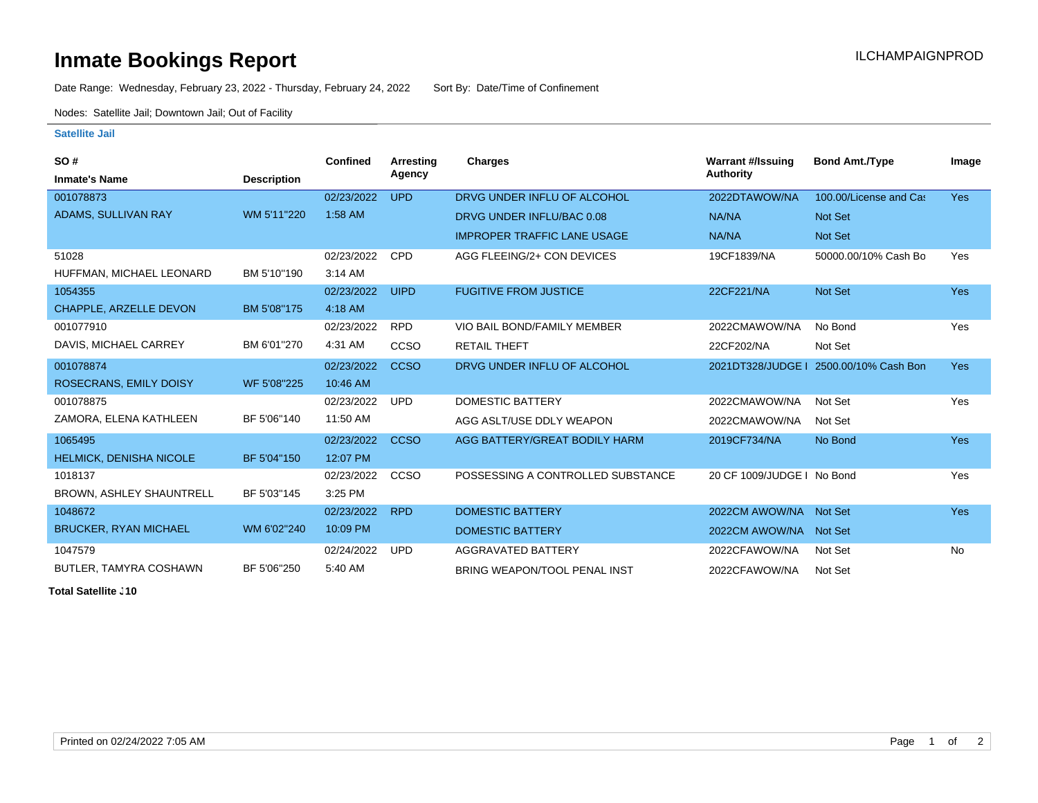# Inmate Bookings Report

ILCHAMPAIGNPROD

Date Range: Wednesday, February 23, 2022 - Thursday, February 24, 2022 Sort By: Date/Time of Confinement

Nodes: Satellite Jail; Downtown Jail; Out of Facility

## Satellite Jail

| SO # / Inmate's Name | Description | Confined | Arresting Agency | Charges | Warrant #/Issuing Authority | Bond Amt./Type | Image |
|---|---|---|---|---|---|---|---|
| 001078873 ADAMS, SULLIVAN RAY | WM 5'11"220 | 02/23/2022 1:58 AM | UPD | DRVG UNDER INFLU OF ALCOHOL | 2022DTAWOW/NA | 100.00/License and Ca: | Yes |
| | | | | DRVG UNDER INFLU/BAC 0.08 | NA/NA | Not Set | |
| | | | | IMPROPER TRAFFIC LANE USAGE | NA/NA | Not Set | |
| 51028 HUFFMAN, MICHAEL LEONARD | BM 5'10"190 | 02/23/2022 3:14 AM | CPD | AGG FLEEING/2+ CON DEVICES | 19CF1839/NA | 50000.00/10% Cash Bo | Yes |
| 1054355 CHAPPLE, ARZELLE DEVON | BM 5'08"175 | 02/23/2022 4:18 AM | UIPD | FUGITIVE FROM JUSTICE | 22CF221/NA | Not Set | Yes |
| 001077910 DAVIS, MICHAEL CARREY | BM 6'01"270 | 02/23/2022 4:31 AM | RPD | VIO BAIL BOND/FAMILY MEMBER | 2022CMAWOW/NA | No Bond | Yes |
| | | | CCSO | RETAIL THEFT | 22CF202/NA | Not Set | |
| 001078874 ROSECRANS, EMILY DOISY | WF 5'08"225 | 02/23/2022 10:46 AM | CCSO | DRVG UNDER INFLU OF ALCOHOL | 2021DT328/JUDGE I | 2500.00/10% Cash Bon | Yes |
| 001078875 ZAMORA, ELENA KATHLEEN | BF 5'06"140 | 02/23/2022 11:50 AM | UPD | DOMESTIC BATTERY | 2022CMAWOW/NA | Not Set | Yes |
| | | | | AGG ASLT/USE DDLY WEAPON | 2022CMAWOW/NA | Not Set | |
| 1065495 HELMICK, DENISHA NICOLE | BF 5'04"150 | 02/23/2022 12:07 PM | CCSO | AGG BATTERY/GREAT BODILY HARM | 2019CF734/NA | No Bond | Yes |
| 1018137 BROWN, ASHLEY SHAUNTRELL | BF 5'03"145 | 02/23/2022 3:25 PM | CCSO | POSSESSING A CONTROLLED SUBSTANCE | 20 CF 1009/JUDGE I | No Bond | Yes |
| 1048672 BRUCKER, RYAN MICHAEL | WM 6'02"240 | 02/23/2022 10:09 PM | RPD | DOMESTIC BATTERY | 2022CM AWOW/NA | Not Set | Yes |
| | | | | DOMESTIC BATTERY | 2022CM AWOW/NA | Not Set | |
| 1047579 BUTLER, TAMYRA COSHAWN | BF 5'06"250 | 02/24/2022 5:40 AM | UPD | AGGRAVATED BATTERY | 2022CFAWOW/NA | Not Set | No |
| | | | | BRING WEAPON/TOOL PENAL INST | 2022CFAWOW/NA | Not Set | |

**Total Satellite J10**

Printed on 02/24/2022 7:05 AM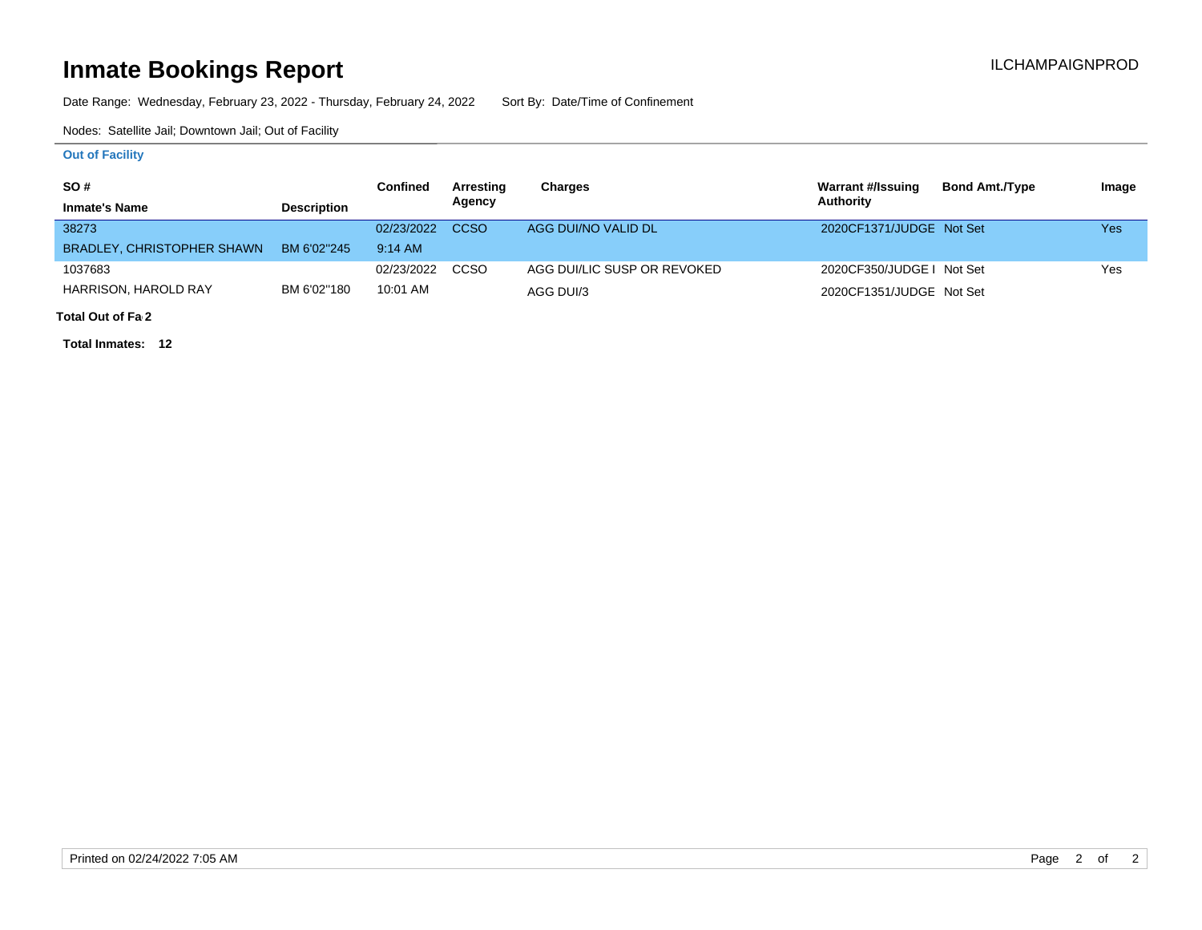# Inmate Bookings Report

ILCHAMPAIGNPROD

Date Range: Wednesday, February 23, 2022 - Thursday, February 24, 2022 Sort By: Date/Time of Confinement

Nodes: Satellite Jail; Downtown Jail; Out of Facility

**Out of Facility**

| SO # / Inmate's Name | Description | Confined | Arresting Agency | Charges | Warrant #/Issuing Authority | Bond Amt./Type | Image |
|---|---|---|---|---|---|---|---|
| 38273<br>BRADLEY, CHRISTOPHER SHAWN | BM 6'02"245 | 02/23/2022<br>9:14 AM | CCSO | AGG DUI/NO VALID DL | 2020CF1371/JUDGE | Not Set | Yes |
| 1037683<br>HARRISON, HAROLD RAY | BM 6'02"180 | 02/23/2022<br>10:01 AM | CCSO | AGG DUI/LIC SUSP OR REVOKED<br>AGG DUI/3 | 2020CF350/JUDGE I<br>2020CF1351/JUDGE | Not Set<br>Not Set | Yes |

**Total Out of Fa 2**

**Total Inmates: 12**

Printed on 02/24/2022 7:05 AM